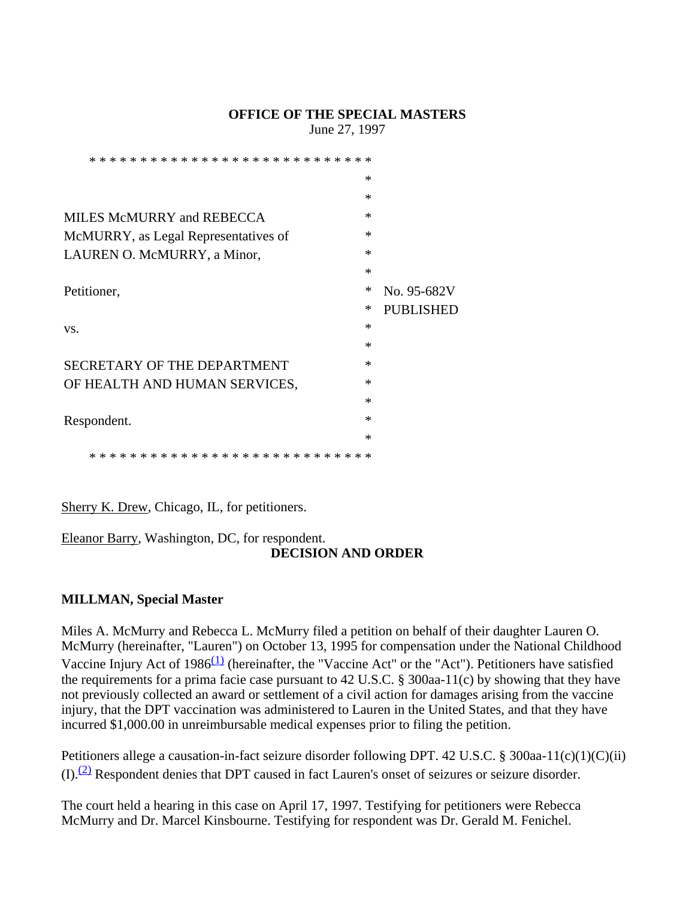**OFFICE OF THE SPECIAL MASTERS**

June 27, 1997

\* \* \* \* \* \* \* \* \* \* \* \* \* \* \* \* \* \* \* \* \* \* \* \* \* \* \*

| | | |
|---|---|---|
| | * | |
| | * | |
| MILES McMURRY and REBECCA | * | |
| McMURRY, as Legal Representatives of | * | |
| LAUREN O. McMURRY, a Minor, | * | |
| | * | |
| Petitioner, | * | No. 95-682V |
| | * | PUBLISHED |
| vs. | * | |
| | * | |
| SECRETARY OF THE DEPARTMENT | * | |
| OF HEALTH AND HUMAN SERVICES, | * | |
| | * | |
| Respondent. | * | |
| | * | |

\* \* \* \* \* \* \* \* \* \* \* \* \* \* \* \* \* \* \* \* \* \* \* \* \* \* \*

Sherry K. Drew, Chicago, IL, for petitioners.

Eleanor Barry, Washington, DC, for respondent.

**DECISION AND ORDER**

**MILLMAN, Special Master**

Miles A. McMurry and Rebecca L. McMurry filed a petition on behalf of their daughter Lauren O. McMurry (hereinafter, "Lauren") on October 13, 1995 for compensation under the National Childhood Vaccine Injury Act of 1986[(1)] (hereinafter, the "Vaccine Act" or the "Act"). Petitioners have satisfied the requirements for a prima facie case pursuant to 42 U.S.C. § 300aa-11(c) by showing that they have not previously collected an award or settlement of a civil action for damages arising from the vaccine injury, that the DPT vaccination was administered to Lauren in the United States, and that they have incurred $1,000.00 in unreimbursable medical expenses prior to filing the petition.

Petitioners allege a causation-in-fact seizure disorder following DPT. 42 U.S.C. § 300aa-11(c)(1)(C)(ii)(I).[(2)] Respondent denies that DPT caused in fact Lauren's onset of seizures or seizure disorder.

The court held a hearing in this case on April 17, 1997. Testifying for petitioners were Rebecca McMurry and Dr. Marcel Kinsbourne. Testifying for respondent was Dr. Gerald M. Fenichel.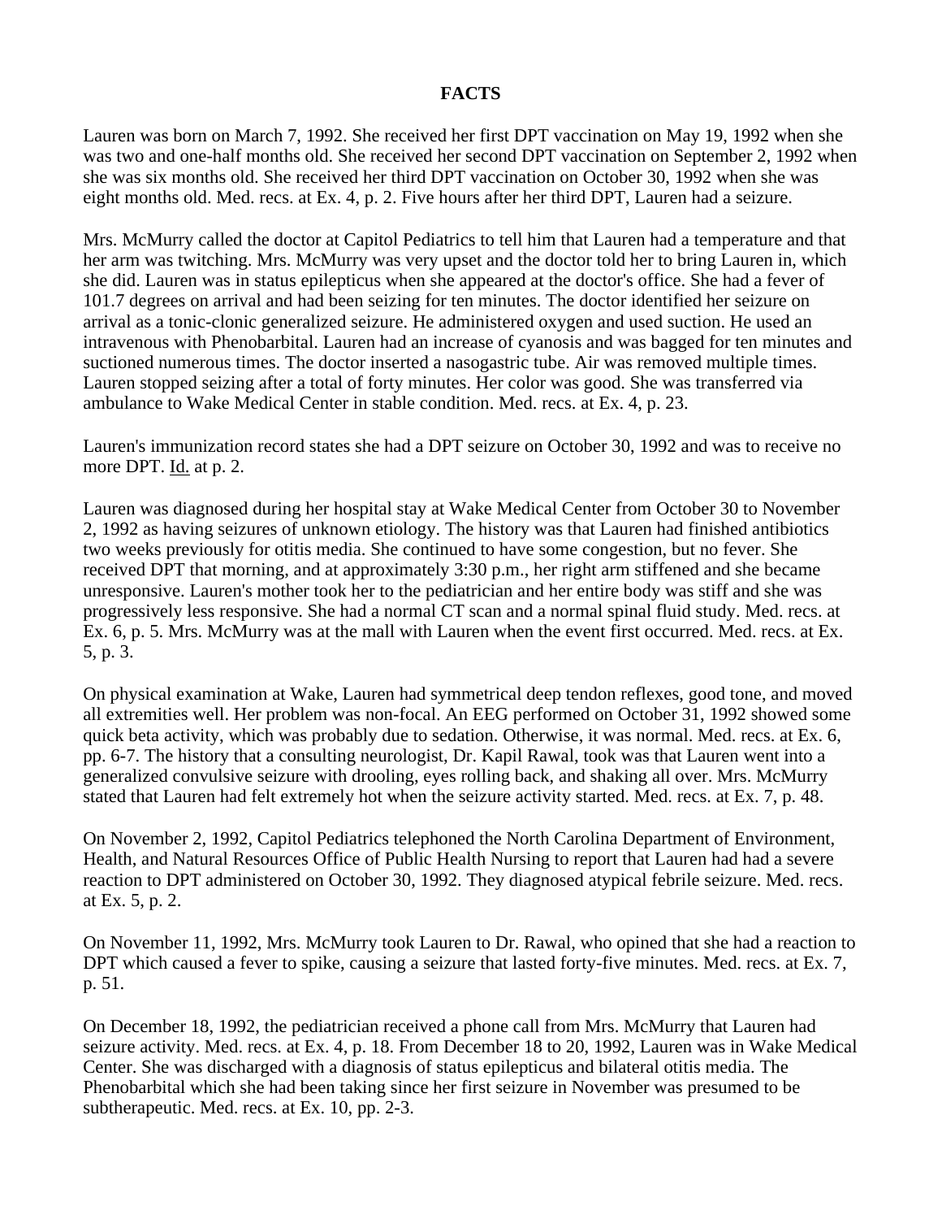**FACTS**

Lauren was born on March 7, 1992. She received her first DPT vaccination on May 19, 1992 when she was two and one-half months old. She received her second DPT vaccination on September 2, 1992 when she was six months old. She received her third DPT vaccination on October 30, 1992 when she was eight months old. Med. recs. at Ex. 4, p. 2. Five hours after her third DPT, Lauren had a seizure.

Mrs. McMurry called the doctor at Capitol Pediatrics to tell him that Lauren had a temperature and that her arm was twitching. Mrs. McMurry was very upset and the doctor told her to bring Lauren in, which she did. Lauren was in status epilepticus when she appeared at the doctor's office. She had a fever of 101.7 degrees on arrival and had been seizing for ten minutes. The doctor identified her seizure on arrival as a tonic-clonic generalized seizure. He administered oxygen and used suction. He used an intravenous with Phenobarbital. Lauren had an increase of cyanosis and was bagged for ten minutes and suctioned numerous times. The doctor inserted a nasogastric tube. Air was removed multiple times. Lauren stopped seizing after a total of forty minutes. Her color was good. She was transferred via ambulance to Wake Medical Center in stable condition. Med. recs. at Ex. 4, p. 23.

Lauren's immunization record states she had a DPT seizure on October 30, 1992 and was to receive no more DPT. Id. at p. 2.

Lauren was diagnosed during her hospital stay at Wake Medical Center from October 30 to November 2, 1992 as having seizures of unknown etiology. The history was that Lauren had finished antibiotics two weeks previously for otitis media. She continued to have some congestion, but no fever. She received DPT that morning, and at approximately 3:30 p.m., her right arm stiffened and she became unresponsive. Lauren's mother took her to the pediatrician and her entire body was stiff and she was progressively less responsive. She had a normal CT scan and a normal spinal fluid study. Med. recs. at Ex. 6, p. 5. Mrs. McMurry was at the mall with Lauren when the event first occurred. Med. recs. at Ex. 5, p. 3.

On physical examination at Wake, Lauren had symmetrical deep tendon reflexes, good tone, and moved all extremities well. Her problem was non-focal. An EEG performed on October 31, 1992 showed some quick beta activity, which was probably due to sedation. Otherwise, it was normal. Med. recs. at Ex. 6, pp. 6-7. The history that a consulting neurologist, Dr. Kapil Rawal, took was that Lauren went into a generalized convulsive seizure with drooling, eyes rolling back, and shaking all over. Mrs. McMurry stated that Lauren had felt extremely hot when the seizure activity started. Med. recs. at Ex. 7, p. 48.

On November 2, 1992, Capitol Pediatrics telephoned the North Carolina Department of Environment, Health, and Natural Resources Office of Public Health Nursing to report that Lauren had had a severe reaction to DPT administered on October 30, 1992. They diagnosed atypical febrile seizure. Med. recs. at Ex. 5, p. 2.

On November 11, 1992, Mrs. McMurry took Lauren to Dr. Rawal, who opined that she had a reaction to DPT which caused a fever to spike, causing a seizure that lasted forty-five minutes. Med. recs. at Ex. 7, p. 51.

On December 18, 1992, the pediatrician received a phone call from Mrs. McMurry that Lauren had seizure activity. Med. recs. at Ex. 4, p. 18. From December 18 to 20, 1992, Lauren was in Wake Medical Center. She was discharged with a diagnosis of status epilepticus and bilateral otitis media. The Phenobarbital which she had been taking since her first seizure in November was presumed to be subtherapeutic. Med. recs. at Ex. 10, pp. 2-3.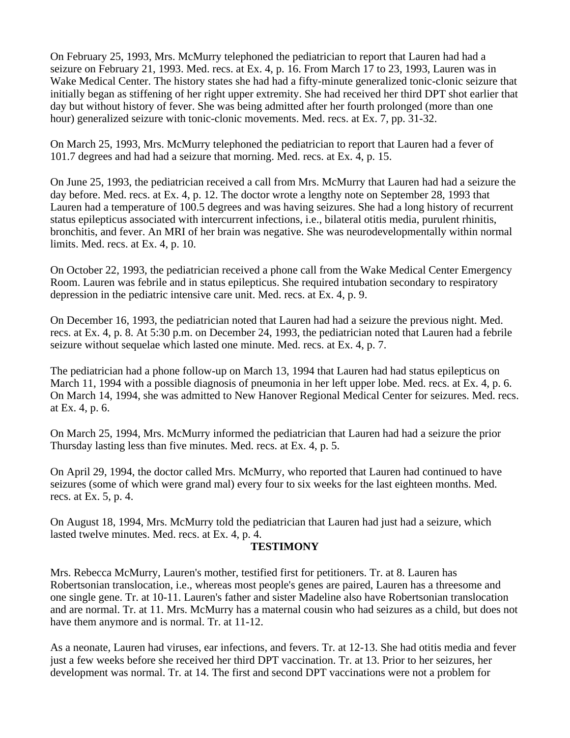On February 25, 1993, Mrs. McMurry telephoned the pediatrician to report that Lauren had had a seizure on February 21, 1993. Med. recs. at Ex. 4, p. 16. From March 17 to 23, 1993, Lauren was in Wake Medical Center. The history states she had had a fifty-minute generalized tonic-clonic seizure that initially began as stiffening of her right upper extremity. She had received her third DPT shot earlier that day but without history of fever. She was being admitted after her fourth prolonged (more than one hour) generalized seizure with tonic-clonic movements. Med. recs. at Ex. 7, pp. 31-32.

On March 25, 1993, Mrs. McMurry telephoned the pediatrician to report that Lauren had a fever of 101.7 degrees and had had a seizure that morning. Med. recs. at Ex. 4, p. 15.

On June 25, 1993, the pediatrician received a call from Mrs. McMurry that Lauren had had a seizure the day before. Med. recs. at Ex. 4, p. 12. The doctor wrote a lengthy note on September 28, 1993 that Lauren had a temperature of 100.5 degrees and was having seizures. She had a long history of recurrent status epilepticus associated with intercurrent infections, i.e., bilateral otitis media, purulent rhinitis, bronchitis, and fever. An MRI of her brain was negative. She was neurodevelopmentally within normal limits. Med. recs. at Ex. 4, p. 10.

On October 22, 1993, the pediatrician received a phone call from the Wake Medical Center Emergency Room. Lauren was febrile and in status epilepticus. She required intubation secondary to respiratory depression in the pediatric intensive care unit. Med. recs. at Ex. 4, p. 9.

On December 16, 1993, the pediatrician noted that Lauren had had a seizure the previous night. Med. recs. at Ex. 4, p. 8. At 5:30 p.m. on December 24, 1993, the pediatrician noted that Lauren had a febrile seizure without sequelae which lasted one minute. Med. recs. at Ex. 4, p. 7.

The pediatrician had a phone follow-up on March 13, 1994 that Lauren had had status epilepticus on March 11, 1994 with a possible diagnosis of pneumonia in her left upper lobe. Med. recs. at Ex. 4, p. 6. On March 14, 1994, she was admitted to New Hanover Regional Medical Center for seizures. Med. recs. at Ex. 4, p. 6.

On March 25, 1994, Mrs. McMurry informed the pediatrician that Lauren had had a seizure the prior Thursday lasting less than five minutes. Med. recs. at Ex. 4, p. 5.

On April 29, 1994, the doctor called Mrs. McMurry, who reported that Lauren had continued to have seizures (some of which were grand mal) every four to six weeks for the last eighteen months. Med. recs. at Ex. 5, p. 4.

On August 18, 1994, Mrs. McMurry told the pediatrician that Lauren had just had a seizure, which lasted twelve minutes. Med. recs. at Ex. 4, p. 4.

## TESTIMONY

Mrs. Rebecca McMurry, Lauren's mother, testified first for petitioners. Tr. at 8. Lauren has Robertsonian translocation, i.e., whereas most people's genes are paired, Lauren has a threesome and one single gene. Tr. at 10-11. Lauren's father and sister Madeline also have Robertsonian translocation and are normal. Tr. at 11. Mrs. McMurry has a maternal cousin who had seizures as a child, but does not have them anymore and is normal. Tr. at 11-12.

As a neonate, Lauren had viruses, ear infections, and fevers. Tr. at 12-13. She had otitis media and fever just a few weeks before she received her third DPT vaccination. Tr. at 13. Prior to her seizures, her development was normal. Tr. at 14. The first and second DPT vaccinations were not a problem for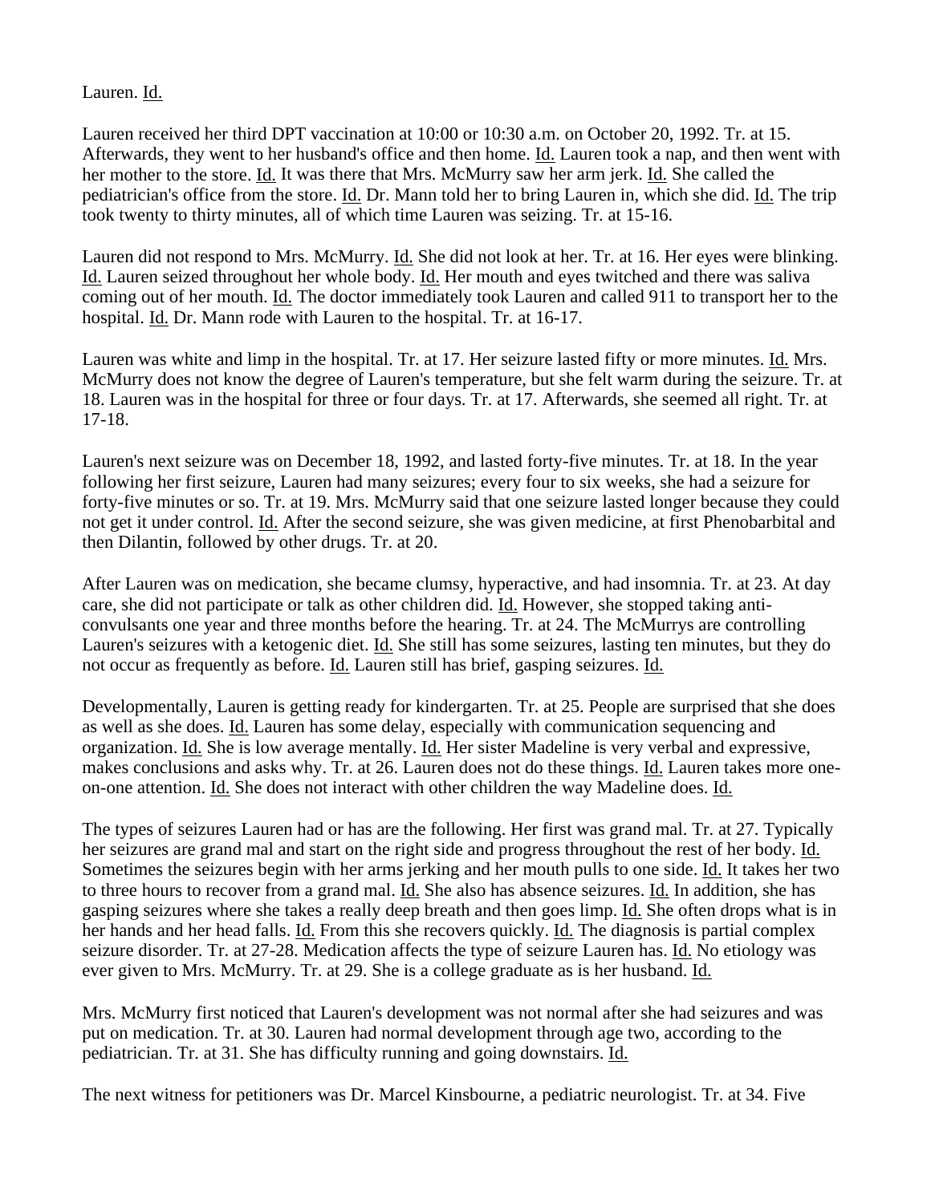Lauren. Id.

Lauren received her third DPT vaccination at 10:00 or 10:30 a.m. on October 20, 1992. Tr. at 15. Afterwards, they went to her husband's office and then home. Id. Lauren took a nap, and then went with her mother to the store. Id. It was there that Mrs. McMurry saw her arm jerk. Id. She called the pediatrician's office from the store. Id. Dr. Mann told her to bring Lauren in, which she did. Id. The trip took twenty to thirty minutes, all of which time Lauren was seizing. Tr. at 15-16.

Lauren did not respond to Mrs. McMurry. Id. She did not look at her. Tr. at 16. Her eyes were blinking. Id. Lauren seized throughout her whole body. Id. Her mouth and eyes twitched and there was saliva coming out of her mouth. Id. The doctor immediately took Lauren and called 911 to transport her to the hospital. Id. Dr. Mann rode with Lauren to the hospital. Tr. at 16-17.

Lauren was white and limp in the hospital. Tr. at 17. Her seizure lasted fifty or more minutes. Id. Mrs. McMurry does not know the degree of Lauren's temperature, but she felt warm during the seizure. Tr. at 18. Lauren was in the hospital for three or four days. Tr. at 17. Afterwards, she seemed all right. Tr. at 17-18.

Lauren's next seizure was on December 18, 1992, and lasted forty-five minutes. Tr. at 18. In the year following her first seizure, Lauren had many seizures; every four to six weeks, she had a seizure for forty-five minutes or so. Tr. at 19. Mrs. McMurry said that one seizure lasted longer because they could not get it under control. Id. After the second seizure, she was given medicine, at first Phenobarbital and then Dilantin, followed by other drugs. Tr. at 20.

After Lauren was on medication, she became clumsy, hyperactive, and had insomnia. Tr. at 23. At day care, she did not participate or talk as other children did. Id. However, she stopped taking anti-convulsants one year and three months before the hearing. Tr. at 24. The McMurrys are controlling Lauren's seizures with a ketogenic diet. Id. She still has some seizures, lasting ten minutes, but they do not occur as frequently as before. Id. Lauren still has brief, gasping seizures. Id.

Developmentally, Lauren is getting ready for kindergarten. Tr. at 25. People are surprised that she does as well as she does. Id. Lauren has some delay, especially with communication sequencing and organization. Id. She is low average mentally. Id. Her sister Madeline is very verbal and expressive, makes conclusions and asks why. Tr. at 26. Lauren does not do these things. Id. Lauren takes more one-on-one attention. Id. She does not interact with other children the way Madeline does. Id.

The types of seizures Lauren had or has are the following. Her first was grand mal. Tr. at 27. Typically her seizures are grand mal and start on the right side and progress throughout the rest of her body. Id. Sometimes the seizures begin with her arms jerking and her mouth pulls to one side. Id. It takes her two to three hours to recover from a grand mal. Id. She also has absence seizures. Id. In addition, she has gasping seizures where she takes a really deep breath and then goes limp. Id. She often drops what is in her hands and her head falls. Id. From this she recovers quickly. Id. The diagnosis is partial complex seizure disorder. Tr. at 27-28. Medication affects the type of seizure Lauren has. Id. No etiology was ever given to Mrs. McMurry. Tr. at 29. She is a college graduate as is her husband. Id.

Mrs. McMurry first noticed that Lauren's development was not normal after she had seizures and was put on medication. Tr. at 30. Lauren had normal development through age two, according to the pediatrician. Tr. at 31. She has difficulty running and going downstairs. Id.

The next witness for petitioners was Dr. Marcel Kinsbourne, a pediatric neurologist. Tr. at 34. Five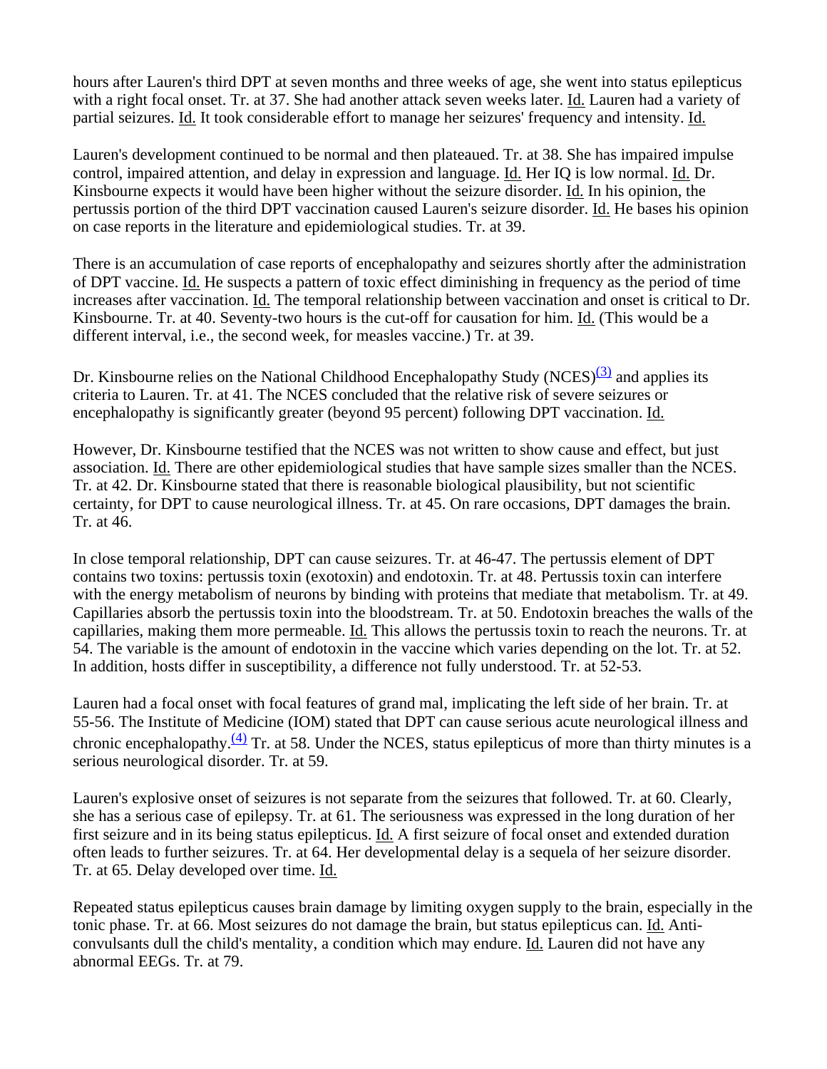hours after Lauren's third DPT at seven months and three weeks of age, she went into status epilepticus with a right focal onset. Tr. at 37. She had another attack seven weeks later. Id. Lauren had a variety of partial seizures. Id. It took considerable effort to manage her seizures' frequency and intensity. Id.

Lauren's development continued to be normal and then plateaued. Tr. at 38. She has impaired impulse control, impaired attention, and delay in expression and language. Id. Her IQ is low normal. Id. Dr. Kinsbourne expects it would have been higher without the seizure disorder. Id. In his opinion, the pertussis portion of the third DPT vaccination caused Lauren's seizure disorder. Id. He bases his opinion on case reports in the literature and epidemiological studies. Tr. at 39.

There is an accumulation of case reports of encephalopathy and seizures shortly after the administration of DPT vaccine. Id. He suspects a pattern of toxic effect diminishing in frequency as the period of time increases after vaccination. Id. The temporal relationship between vaccination and onset is critical to Dr. Kinsbourne. Tr. at 40. Seventy-two hours is the cut-off for causation for him. Id. (This would be a different interval, i.e., the second week, for measles vaccine.) Tr. at 39.

Dr. Kinsbourne relies on the National Childhood Encephalopathy Study (NCES)(3) and applies its criteria to Lauren. Tr. at 41. The NCES concluded that the relative risk of severe seizures or encephalopathy is significantly greater (beyond 95 percent) following DPT vaccination. Id.

However, Dr. Kinsbourne testified that the NCES was not written to show cause and effect, but just association. Id. There are other epidemiological studies that have sample sizes smaller than the NCES. Tr. at 42. Dr. Kinsbourne stated that there is reasonable biological plausibility, but not scientific certainty, for DPT to cause neurological illness. Tr. at 45. On rare occasions, DPT damages the brain. Tr. at 46.

In close temporal relationship, DPT can cause seizures. Tr. at 46-47. The pertussis element of DPT contains two toxins: pertussis toxin (exotoxin) and endotoxin. Tr. at 48. Pertussis toxin can interfere with the energy metabolism of neurons by binding with proteins that mediate that metabolism. Tr. at 49. Capillaries absorb the pertussis toxin into the bloodstream. Tr. at 50. Endotoxin breaches the walls of the capillaries, making them more permeable. Id. This allows the pertussis toxin to reach the neurons. Tr. at 54. The variable is the amount of endotoxin in the vaccine which varies depending on the lot. Tr. at 52. In addition, hosts differ in susceptibility, a difference not fully understood. Tr. at 52-53.

Lauren had a focal onset with focal features of grand mal, implicating the left side of her brain. Tr. at 55-56. The Institute of Medicine (IOM) stated that DPT can cause serious acute neurological illness and chronic encephalopathy.(4) Tr. at 58. Under the NCES, status epilepticus of more than thirty minutes is a serious neurological disorder. Tr. at 59.

Lauren's explosive onset of seizures is not separate from the seizures that followed. Tr. at 60. Clearly, she has a serious case of epilepsy. Tr. at 61. The seriousness was expressed in the long duration of her first seizure and in its being status epilepticus. Id. A first seizure of focal onset and extended duration often leads to further seizures. Tr. at 64. Her developmental delay is a sequela of her seizure disorder. Tr. at 65. Delay developed over time. Id.

Repeated status epilepticus causes brain damage by limiting oxygen supply to the brain, especially in the tonic phase. Tr. at 66. Most seizures do not damage the brain, but status epilepticus can. Id. Anti-convulsants dull the child's mentality, a condition which may endure. Id. Lauren did not have any abnormal EEGs. Tr. at 79.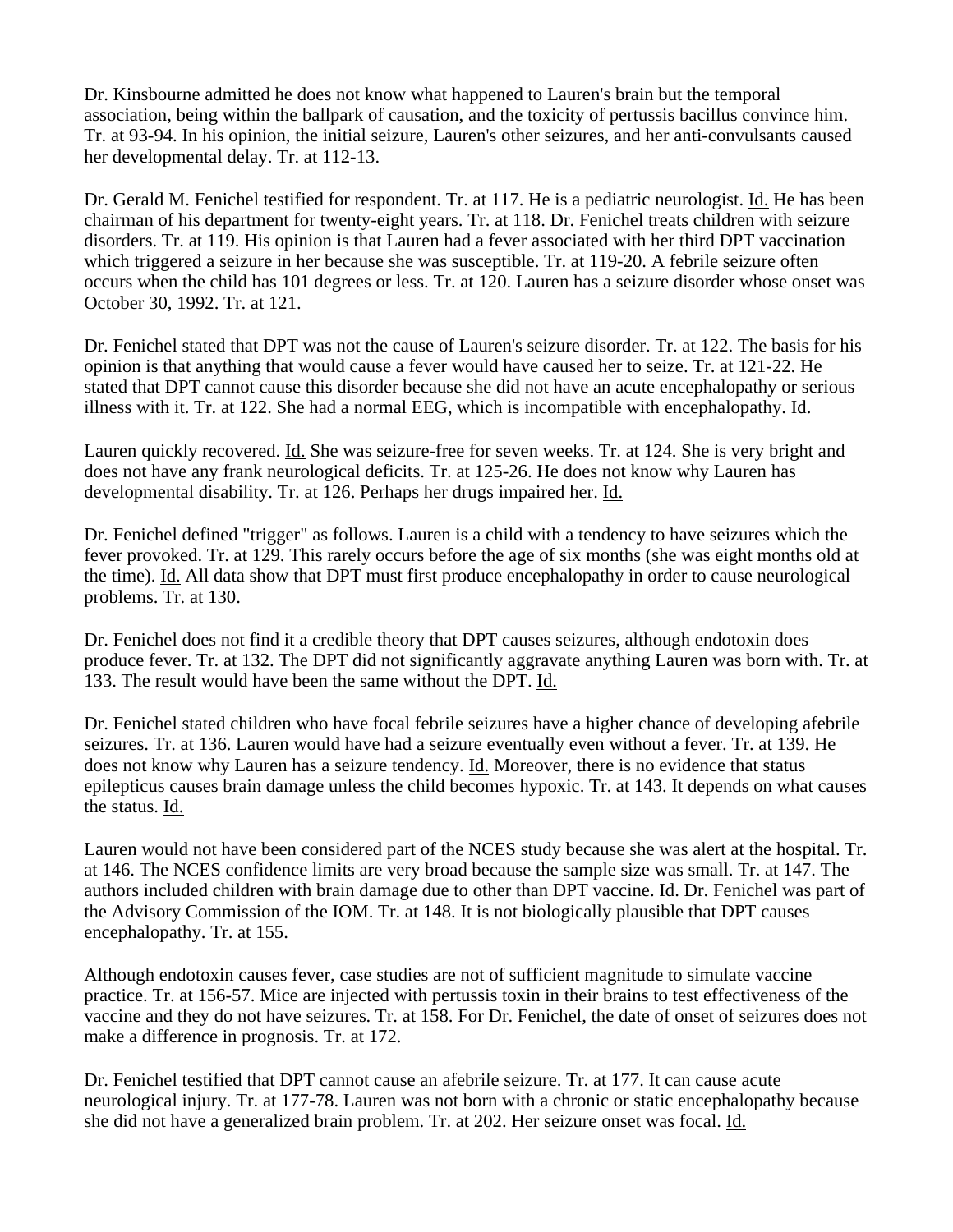Dr. Kinsbourne admitted he does not know what happened to Lauren's brain but the temporal association, being within the ballpark of causation, and the toxicity of pertussis bacillus convince him. Tr. at 93-94. In his opinion, the initial seizure, Lauren's other seizures, and her anti-convulsants caused her developmental delay. Tr. at 112-13.

Dr. Gerald M. Fenichel testified for respondent. Tr. at 117. He is a pediatric neurologist. Id. He has been chairman of his department for twenty-eight years. Tr. at 118. Dr. Fenichel treats children with seizure disorders. Tr. at 119. His opinion is that Lauren had a fever associated with her third DPT vaccination which triggered a seizure in her because she was susceptible. Tr. at 119-20. A febrile seizure often occurs when the child has 101 degrees or less. Tr. at 120. Lauren has a seizure disorder whose onset was October 30, 1992. Tr. at 121.

Dr. Fenichel stated that DPT was not the cause of Lauren's seizure disorder. Tr. at 122. The basis for his opinion is that anything that would cause a fever would have caused her to seize. Tr. at 121-22. He stated that DPT cannot cause this disorder because she did not have an acute encephalopathy or serious illness with it. Tr. at 122. She had a normal EEG, which is incompatible with encephalopathy. Id.

Lauren quickly recovered. Id. She was seizure-free for seven weeks. Tr. at 124. She is very bright and does not have any frank neurological deficits. Tr. at 125-26. He does not know why Lauren has developmental disability. Tr. at 126. Perhaps her drugs impaired her. Id.

Dr. Fenichel defined "trigger" as follows. Lauren is a child with a tendency to have seizures which the fever provoked. Tr. at 129. This rarely occurs before the age of six months (she was eight months old at the time). Id. All data show that DPT must first produce encephalopathy in order to cause neurological problems. Tr. at 130.

Dr. Fenichel does not find it a credible theory that DPT causes seizures, although endotoxin does produce fever. Tr. at 132. The DPT did not significantly aggravate anything Lauren was born with. Tr. at 133. The result would have been the same without the DPT. Id.

Dr. Fenichel stated children who have focal febrile seizures have a higher chance of developing afebrile seizures. Tr. at 136. Lauren would have had a seizure eventually even without a fever. Tr. at 139. He does not know why Lauren has a seizure tendency. Id. Moreover, there is no evidence that status epilepticus causes brain damage unless the child becomes hypoxic. Tr. at 143. It depends on what causes the status. Id.

Lauren would not have been considered part of the NCES study because she was alert at the hospital. Tr. at 146. The NCES confidence limits are very broad because the sample size was small. Tr. at 147. The authors included children with brain damage due to other than DPT vaccine. Id. Dr. Fenichel was part of the Advisory Commission of the IOM. Tr. at 148. It is not biologically plausible that DPT causes encephalopathy. Tr. at 155.

Although endotoxin causes fever, case studies are not of sufficient magnitude to simulate vaccine practice. Tr. at 156-57. Mice are injected with pertussis toxin in their brains to test effectiveness of the vaccine and they do not have seizures. Tr. at 158. For Dr. Fenichel, the date of onset of seizures does not make a difference in prognosis. Tr. at 172.

Dr. Fenichel testified that DPT cannot cause an afebrile seizure. Tr. at 177. It can cause acute neurological injury. Tr. at 177-78. Lauren was not born with a chronic or static encephalopathy because she did not have a generalized brain problem. Tr. at 202. Her seizure onset was focal. Id.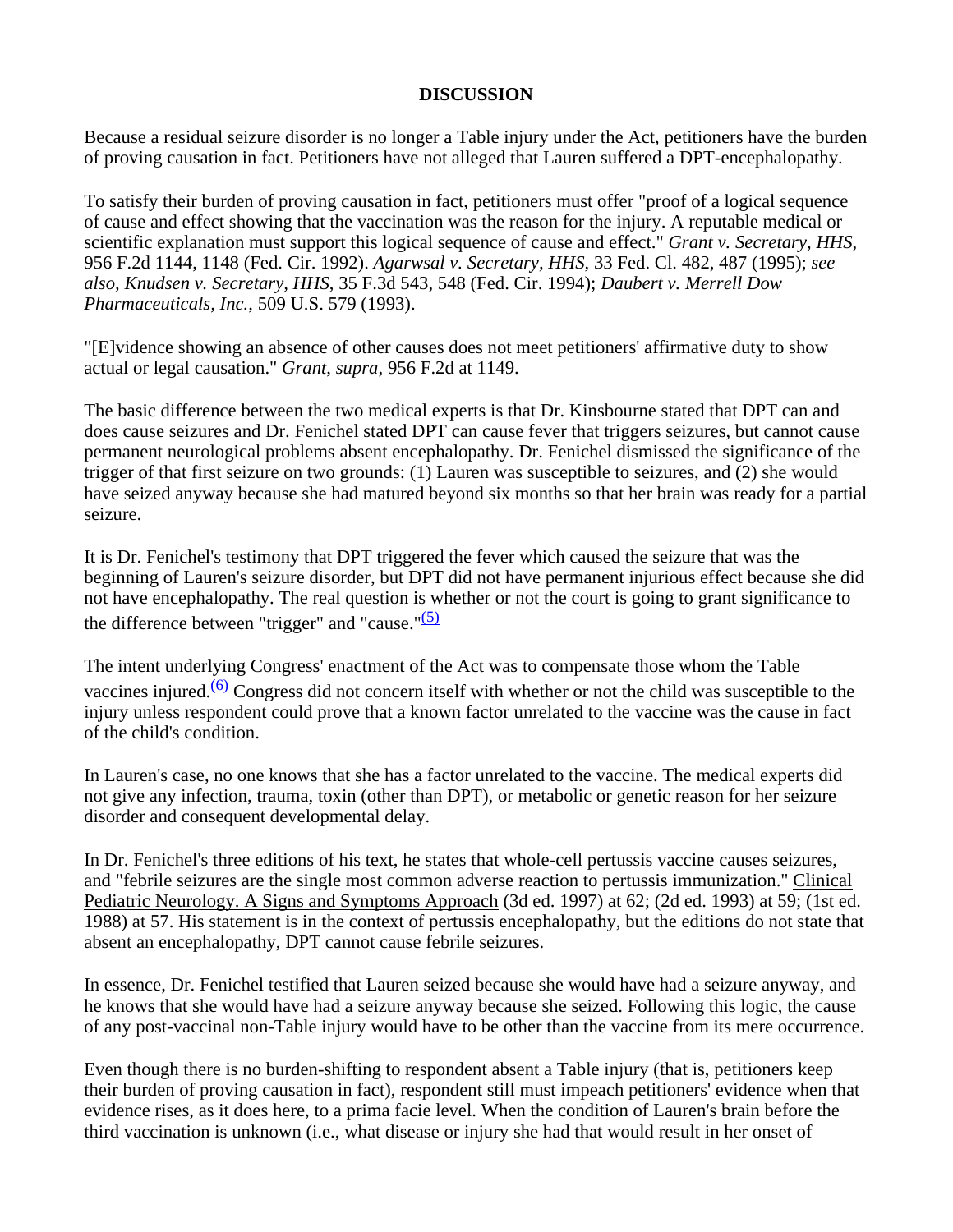## DISCUSSION

Because a residual seizure disorder is no longer a Table injury under the Act, petitioners have the burden of proving causation in fact. Petitioners have not alleged that Lauren suffered a DPT-encephalopathy.

To satisfy their burden of proving causation in fact, petitioners must offer "proof of a logical sequence of cause and effect showing that the vaccination was the reason for the injury. A reputable medical or scientific explanation must support this logical sequence of cause and effect." *Grant v. Secretary, HHS*, 956 F.2d 1144, 1148 (Fed. Cir. 1992). *Agarwsal v. Secretary, HHS*, 33 Fed. Cl. 482, 487 (1995); *see also*, *Knudsen v. Secretary, HHS*, 35 F.3d 543, 548 (Fed. Cir. 1994); *Daubert v. Merrell Dow Pharmaceuticals, Inc.*, 509 U.S. 579 (1993).

"[E]vidence showing an absence of other causes does not meet petitioners' affirmative duty to show actual or legal causation." *Grant*, *supra*, 956 F.2d at 1149.

The basic difference between the two medical experts is that Dr. Kinsbourne stated that DPT can and does cause seizures and Dr. Fenichel stated DPT can cause fever that triggers seizures, but cannot cause permanent neurological problems absent encephalopathy. Dr. Fenichel dismissed the significance of the trigger of that first seizure on two grounds: (1) Lauren was susceptible to seizures, and (2) she would have seized anyway because she had matured beyond six months so that her brain was ready for a partial seizure.

It is Dr. Fenichel's testimony that DPT triggered the fever which caused the seizure that was the beginning of Lauren's seizure disorder, but DPT did not have permanent injurious effect because she did not have encephalopathy. The real question is whether or not the court is going to grant significance to the difference between "trigger" and "cause."[(5)]

The intent underlying Congress' enactment of the Act was to compensate those whom the Table vaccines injured.[(6)] Congress did not concern itself with whether or not the child was susceptible to the injury unless respondent could prove that a known factor unrelated to the vaccine was the cause in fact of the child's condition.

In Lauren's case, no one knows that she has a factor unrelated to the vaccine. The medical experts did not give any infection, trauma, toxin (other than DPT), or metabolic or genetic reason for her seizure disorder and consequent developmental delay.

In Dr. Fenichel's three editions of his text, he states that whole-cell pertussis vaccine causes seizures, and "febrile seizures are the single most common adverse reaction to pertussis immunization." Clinical Pediatric Neurology. A Signs and Symptoms Approach (3d ed. 1997) at 62; (2d ed. 1993) at 59; (1st ed. 1988) at 57. His statement is in the context of pertussis encephalopathy, but the editions do not state that absent an encephalopathy, DPT cannot cause febrile seizures.

In essence, Dr. Fenichel testified that Lauren seized because she would have had a seizure anyway, and he knows that she would have had a seizure anyway because she seized. Following this logic, the cause of any post-vaccinal non-Table injury would have to be other than the vaccine from its mere occurrence.

Even though there is no burden-shifting to respondent absent a Table injury (that is, petitioners keep their burden of proving causation in fact), respondent still must impeach petitioners' evidence when that evidence rises, as it does here, to a prima facie level. When the condition of Lauren's brain before the third vaccination is unknown (i.e., what disease or injury she had that would result in her onset of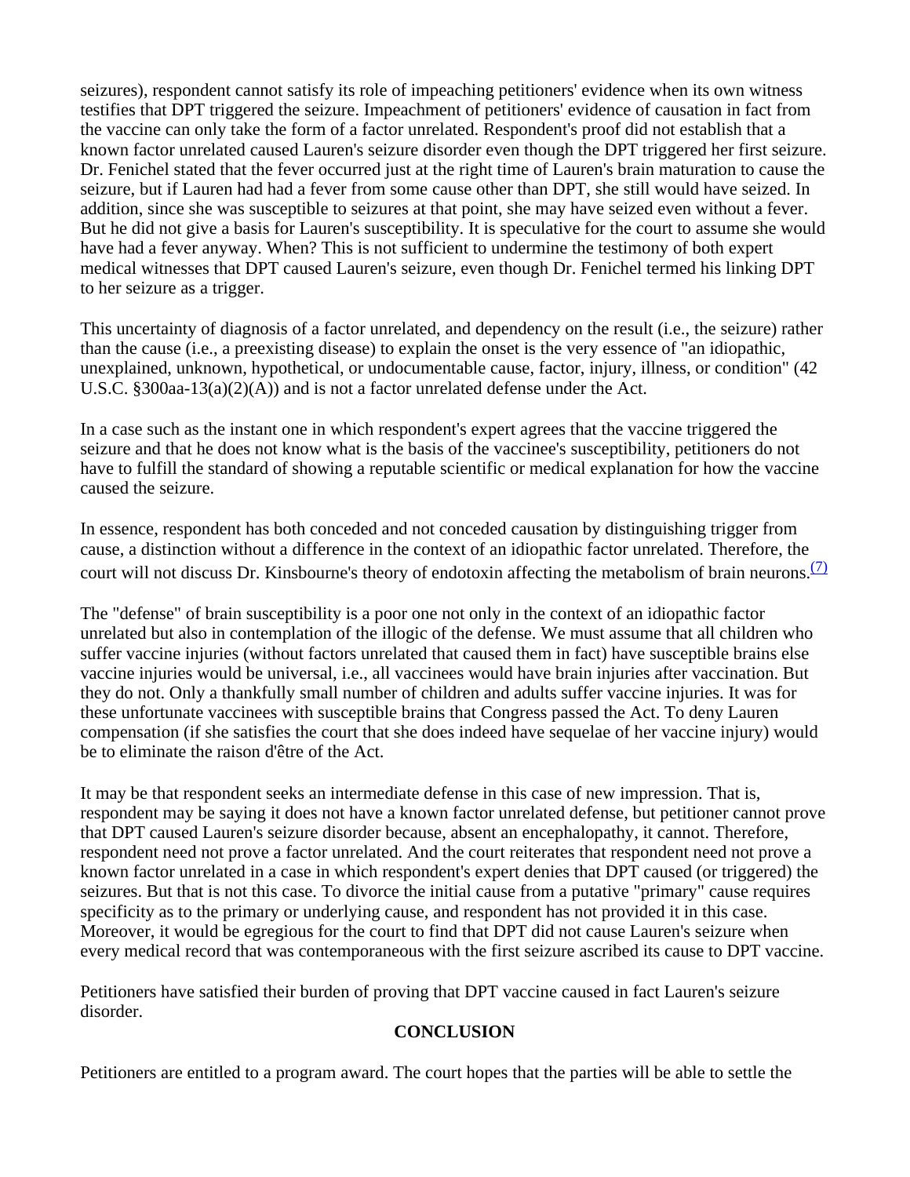seizures), respondent cannot satisfy its role of impeaching petitioners' evidence when its own witness testifies that DPT triggered the seizure. Impeachment of petitioners' evidence of causation in fact from the vaccine can only take the form of a factor unrelated. Respondent's proof did not establish that a known factor unrelated caused Lauren's seizure disorder even though the DPT triggered her first seizure. Dr. Fenichel stated that the fever occurred just at the right time of Lauren's brain maturation to cause the seizure, but if Lauren had had a fever from some cause other than DPT, she still would have seized. In addition, since she was susceptible to seizures at that point, she may have seized even without a fever. But he did not give a basis for Lauren's susceptibility. It is speculative for the court to assume she would have had a fever anyway. When? This is not sufficient to undermine the testimony of both expert medical witnesses that DPT caused Lauren's seizure, even though Dr. Fenichel termed his linking DPT to her seizure as a trigger.

This uncertainty of diagnosis of a factor unrelated, and dependency on the result (i.e., the seizure) rather than the cause (i.e., a preexisting disease) to explain the onset is the very essence of "an idiopathic, unexplained, unknown, hypothetical, or undocumentable cause, factor, injury, illness, or condition" (42 U.S.C. §300aa-13(a)(2)(A)) and is not a factor unrelated defense under the Act.

In a case such as the instant one in which respondent's expert agrees that the vaccine triggered the seizure and that he does not know what is the basis of the vaccinee's susceptibility, petitioners do not have to fulfill the standard of showing a reputable scientific or medical explanation for how the vaccine caused the seizure.

In essence, respondent has both conceded and not conceded causation by distinguishing trigger from cause, a distinction without a difference in the context of an idiopathic factor unrelated. Therefore, the court will not discuss Dr. Kinsbourne's theory of endotoxin affecting the metabolism of brain neurons.[(7)]

The "defense" of brain susceptibility is a poor one not only in the context of an idiopathic factor unrelated but also in contemplation of the illogic of the defense. We must assume that all children who suffer vaccine injuries (without factors unrelated that caused them in fact) have susceptible brains else vaccine injuries would be universal, i.e., all vaccinees would have brain injuries after vaccination. But they do not. Only a thankfully small number of children and adults suffer vaccine injuries. It was for these unfortunate vaccinees with susceptible brains that Congress passed the Act. To deny Lauren compensation (if she satisfies the court that she does indeed have sequelae of her vaccine injury) would be to eliminate the raison d'être of the Act.

It may be that respondent seeks an intermediate defense in this case of new impression. That is, respondent may be saying it does not have a known factor unrelated defense, but petitioner cannot prove that DPT caused Lauren's seizure disorder because, absent an encephalopathy, it cannot. Therefore, respondent need not prove a factor unrelated. And the court reiterates that respondent need not prove a known factor unrelated in a case in which respondent's expert denies that DPT caused (or triggered) the seizures. But that is not this case. To divorce the initial cause from a putative "primary" cause requires specificity as to the primary or underlying cause, and respondent has not provided it in this case. Moreover, it would be egregious for the court to find that DPT did not cause Lauren's seizure when every medical record that was contemporaneous with the first seizure ascribed its cause to DPT vaccine.

Petitioners have satisfied their burden of proving that DPT vaccine caused in fact Lauren's seizure disorder.

**CONCLUSION**

Petitioners are entitled to a program award. The court hopes that the parties will be able to settle the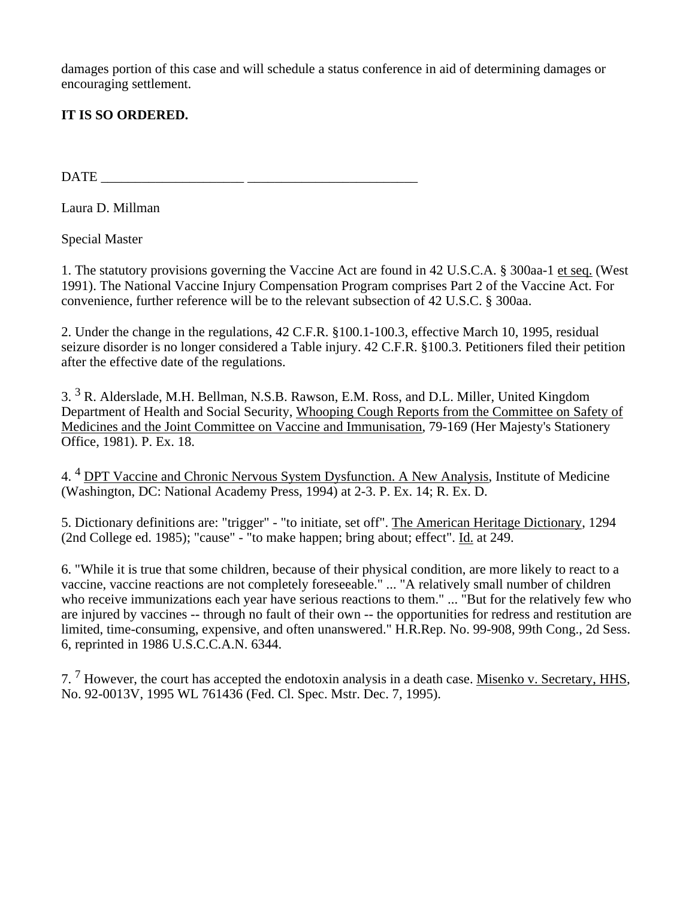damages portion of this case and will schedule a status conference in aid of determining damages or encouraging settlement.

**IT IS SO ORDERED.**

DATE _____________________ _________________________

Laura D. Millman

Special Master

1. The statutory provisions governing the Vaccine Act are found in 42 U.S.C.A. § 300aa-1 et seq. (West 1991). The National Vaccine Injury Compensation Program comprises Part 2 of the Vaccine Act. For convenience, further reference will be to the relevant subsection of 42 U.S.C. § 300aa.

2. Under the change in the regulations, 42 C.F.R. §100.1-100.3, effective March 10, 1995, residual seizure disorder is no longer considered a Table injury. 42 C.F.R. §100.3. Petitioners filed their petition after the effective date of the regulations.

3. [3] R. Alderslade, M.H. Bellman, N.S.B. Rawson, E.M. Ross, and D.L. Miller, United Kingdom Department of Health and Social Security, Whooping Cough Reports from the Committee on Safety of Medicines and the Joint Committee on Vaccine and Immunisation, 79-169 (Her Majesty's Stationery Office, 1981). P. Ex. 18.

4. [4] DPT Vaccine and Chronic Nervous System Dysfunction. A New Analysis, Institute of Medicine (Washington, DC: National Academy Press, 1994) at 2-3. P. Ex. 14; R. Ex. D.

5. Dictionary definitions are: "trigger" - "to initiate, set off". The American Heritage Dictionary, 1294 (2nd College ed. 1985); "cause" - "to make happen; bring about; effect". Id. at 249.

6. "While it is true that some children, because of their physical condition, are more likely to react to a vaccine, vaccine reactions are not completely foreseeable." ... "A relatively small number of children who receive immunizations each year have serious reactions to them." ... "But for the relatively few who are injured by vaccines -- through no fault of their own -- the opportunities for redress and restitution are limited, time-consuming, expensive, and often unanswered." H.R.Rep. No. 99-908, 99th Cong., 2d Sess. 6, reprinted in 1986 U.S.C.C.A.N. 6344.

7. [7] However, the court has accepted the endotoxin analysis in a death case. Misenko v. Secretary, HHS, No. 92-0013V, 1995 WL 761436 (Fed. Cl. Spec. Mstr. Dec. 7, 1995).